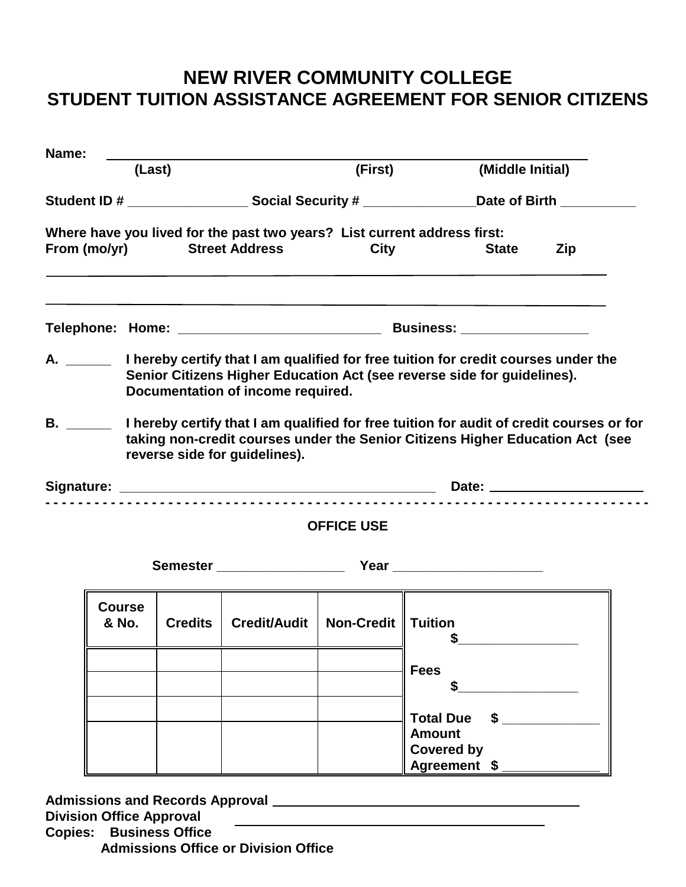# NEW RIVER COMMUNITY COLLEGE
# STUDENT TUITION ASSISTANCE AGREEMENT FOR SENIOR CITIZENS

**Name:** ______________________________________________________________

**(Last)** **(First)** **(Middle Initial)**

**Student ID #** ________________ **Social Security #** _______________ **Date of Birth** __________

**Where have you lived for the past two years? List current address first:**

**From (mo/yr)** **Street Address** **City** **State** **Zip**

______________________________________________________________

______________________________________________________________

**Telephone: Home:** ___________________________ **Business:** _________________

**A.** ______ **I hereby certify that I am qualified for free tuition for credit courses under the Senior Citizens Higher Education Act (see reverse side for guidelines). Documentation of income required.**

**B.** ______ **I hereby certify that I am qualified for free tuition for audit of credit courses or for taking non-credit courses under the Senior Citizens Higher Education Act (see reverse side for guidelines).**

**Signature:** ___________________________________________ **Date:** _____________________

- - - - - - - - - - - - - - - - - - - - - - - - - - - - - - - - - - - - - - - - - - - - - - - - - - - - - - -

**OFFICE USE**

**Semester** _________________ **Year** ____________________

| Course & No. | Credits | Credit/Audit | Non-Credit | Tuition $________________ |
|---|---|---|---|---|
| | | | | Fees $________________ |
| | | | | |
| | | | | Total Due $ _____________ |
| | | | | Amount Covered by Agreement $ _____________ |

**Admissions and Records Approval** ___________________________________________

**Division Office Approval** ___________________________________________

**Copies: Business Office**

**Admissions Office or Division Office**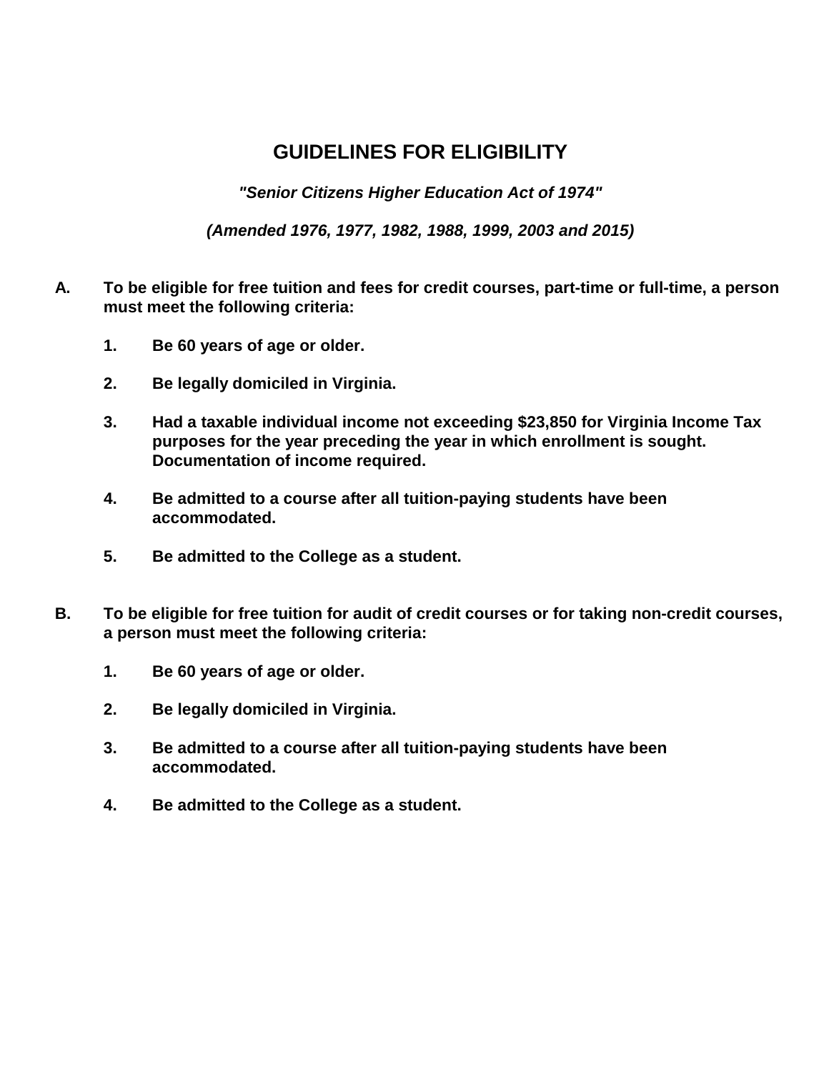# GUIDELINES FOR ELIGIBILITY

***"Senior Citizens Higher Education Act of 1974"***

***(Amended 1976, 1977, 1982, 1988, 1999, 2003 and 2015)***

**A. To be eligible for free tuition and fees for credit courses, part-time or full-time, a person must meet the following criteria:**

1. **Be 60 years of age or older.**
2. **Be legally domiciled in Virginia.**
3. **Had a taxable individual income not exceeding $23,850 for Virginia Income Tax purposes for the year preceding the year in which enrollment is sought. Documentation of income required.**
4. **Be admitted to a course after all tuition-paying students have been accommodated.**
5. **Be admitted to the College as a student.**

**B. To be eligible for free tuition for audit of credit courses or for taking non-credit courses, a person must meet the following criteria:**

1. **Be 60 years of age or older.**
2. **Be legally domiciled in Virginia.**
3. **Be admitted to a course after all tuition-paying students have been accommodated.**
4. **Be admitted to the College as a student.**